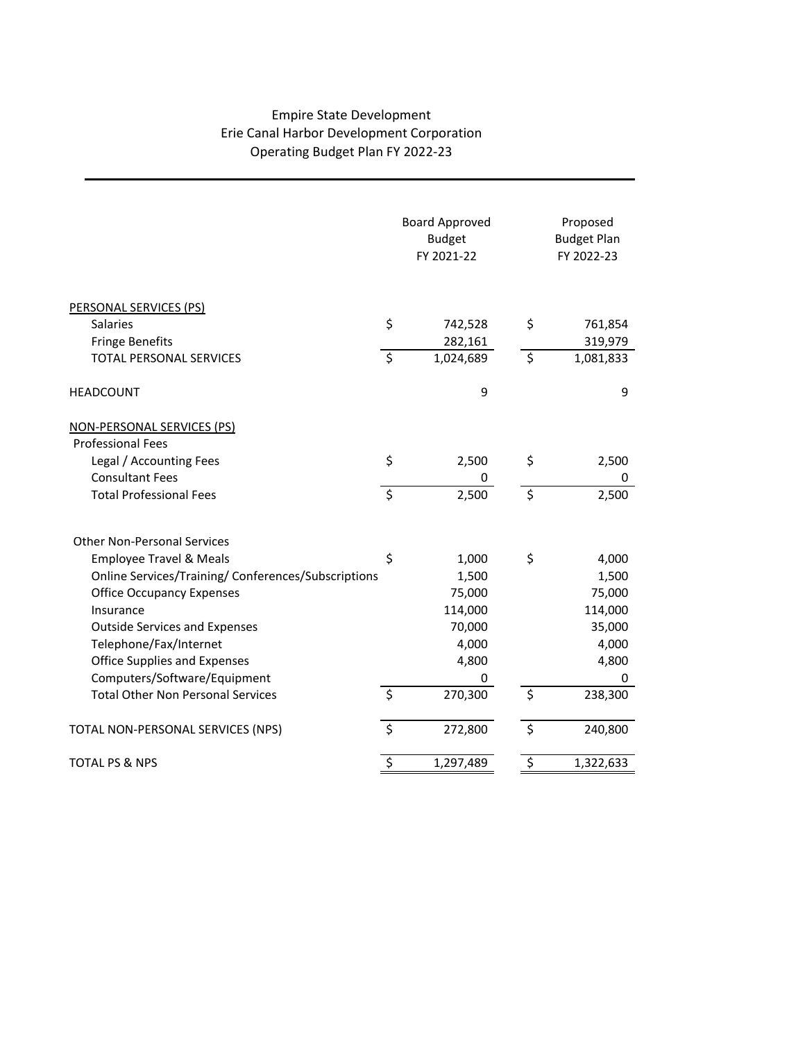# Empire State Development
## Erie Canal Harbor Development Corporation
### Operating Budget Plan FY 2022-23

| | Board Approved Budget FY 2021-22 | Proposed Budget Plan FY 2022-23 |
|---|---|---|
| PERSONAL SERVICES (PS) | | |
| Salaries | $ 742,528 | $ 761,854 |
| Fringe Benefits | 282,161 | 319,979 |
| TOTAL PERSONAL SERVICES | $ 1,024,689 | $ 1,081,833 |
| HEADCOUNT | 9 | 9 |
| NON-PERSONAL SERVICES (PS) | | |
| Professional Fees | | |
| Legal / Accounting Fees | $ 2,500 | $ 2,500 |
| Consultant Fees | 0 | 0 |
| Total Professional Fees | $ 2,500 | $ 2,500 |
| Other Non-Personal Services | | |
| Employee Travel & Meals | $ 1,000 | $ 4,000 |
| Online Services/Training/ Conferences/Subscriptions | 1,500 | 1,500 |
| Office Occupancy Expenses | 75,000 | 75,000 |
| Insurance | 114,000 | 114,000 |
| Outside Services and Expenses | 70,000 | 35,000 |
| Telephone/Fax/Internet | 4,000 | 4,000 |
| Office Supplies and Expenses | 4,800 | 4,800 |
| Computers/Software/Equipment | 0 | 0 |
| Total Other Non Personal Services | $ 270,300 | $ 238,300 |
| TOTAL NON-PERSONAL SERVICES (NPS) | $ 272,800 | $ 240,800 |
| TOTAL PS & NPS | $ 1,297,489 | $ 1,322,633 |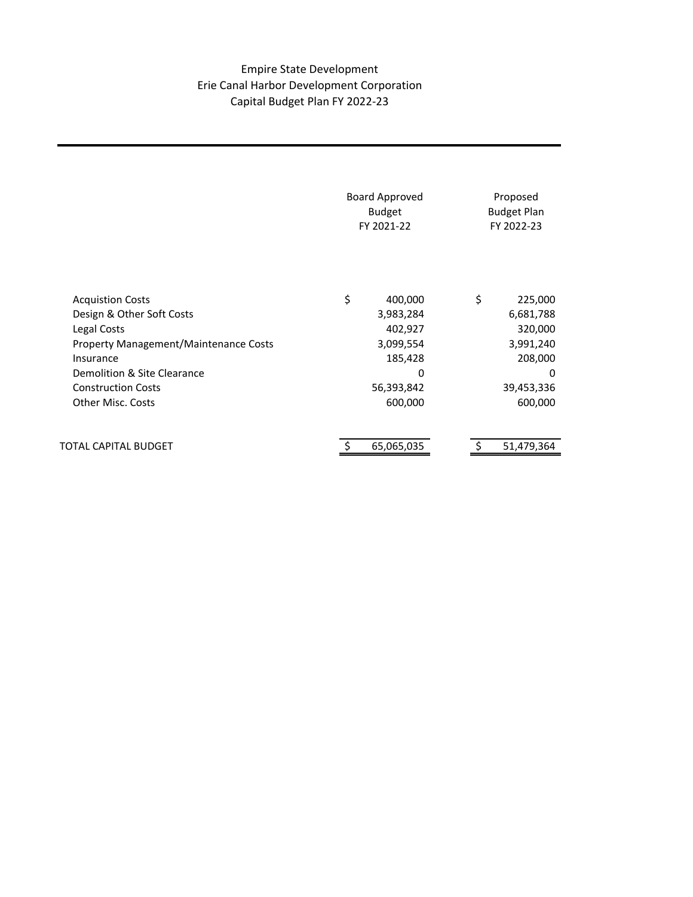# Empire State Development
## Erie Canal Harbor Development Corporation
### Capital Budget Plan FY 2022-23

| | Board Approved Budget FY 2021-22 | Proposed Budget Plan FY 2022-23 |
|---|---|---|
| Acquistion Costs | $ 400,000 | $ 225,000 |
| Design & Other Soft Costs | 3,983,284 | 6,681,788 |
| Legal Costs | 402,927 | 320,000 |
| Property Management/Maintenance Costs | 3,099,554 | 3,991,240 |
| Insurance | 185,428 | 208,000 |
| Demolition & Site Clearance | 0 | 0 |
| Construction Costs | 56,393,842 | 39,453,336 |
| Other Misc. Costs | 600,000 | 600,000 |
| TOTAL CAPITAL BUDGET | $ 65,065,035 | $ 51,479,364 |